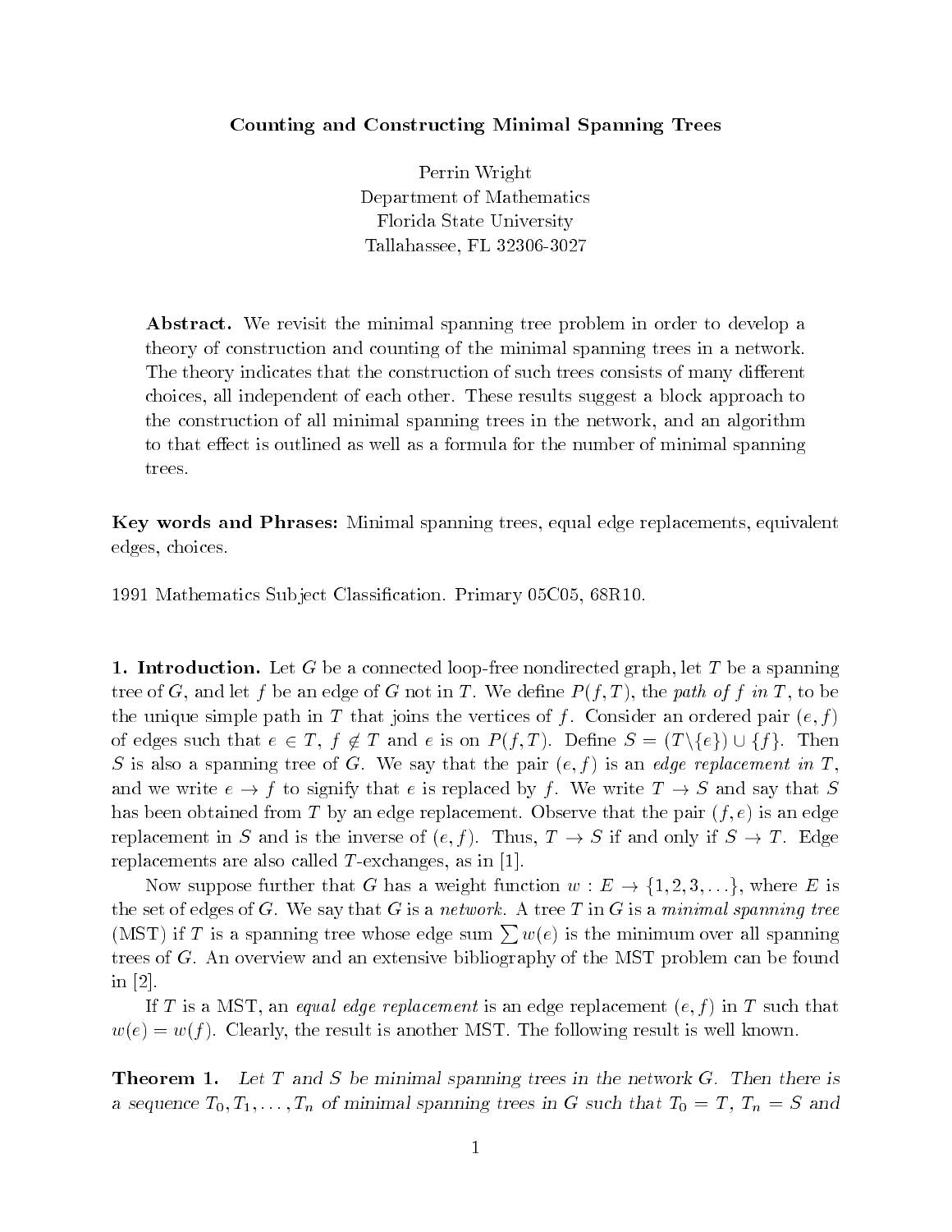# Counting and Constructing Minimal Spanning Trees

Perrin Wright
Department of Mathematics
Florida State University
Tallahassee, FL 32306-3027

**Abstract.** We revisit the minimal spanning tree problem in order to develop a theory of construction and counting of the minimal spanning trees in a network. The theory indicates that the construction of such trees consists of many different choices, all independent of each other. These results suggest a block approach to the construction of all minimal spanning trees in the network, and an algorithm to that effect is outlined as well as a formula for the number of minimal spanning trees.

**Key words and Phrases:** Minimal spanning trees, equal edge replacements, equivalent edges, choices.

1991 Mathematics Subject Classification. Primary 05C05, 68R10.

**1. Introduction.** Let $G$ be a connected loop-free nondirected graph, let $T$ be a spanning tree of $G$, and let $f$ be an edge of $G$ not in $T$. We define $P(f,T)$, the *path of $f$ in $T$*, to be the unique simple path in $T$ that joins the vertices of $f$. Consider an ordered pair $(e,f)$ of edges such that $e \in T$, $f \notin T$ and $e$ is on $P(f,T)$. Define $S = (T \backslash \{e\}) \cup \{f\}$. Then $S$ is also a spanning tree of $G$. We say that the pair $(e,f)$ is an *edge replacement in $T$*, and we write $e \to f$ to signify that $e$ is replaced by $f$. We write $T \to S$ and say that $S$ has been obtained from $T$ by an edge replacement. Observe that the pair $(f,e)$ is an edge replacement in $S$ and is the inverse of $(e,f)$. Thus, $T \to S$ if and only if $S \to T$. Edge replacements are also called $T$-exchanges, as in [1].

Now suppose further that $G$ has a weight function $w : E \to \{1,2,3,\ldots\}$, where $E$ is the set of edges of $G$. We say that $G$ is a *network*. A tree $T$ in $G$ is a *minimal spanning tree* (MST) if $T$ is a spanning tree whose edge sum $\sum w(e)$ is the minimum over all spanning trees of $G$. An overview and an extensive bibliography of the MST problem can be found in [2].

If $T$ is a MST, an *equal edge replacement* is an edge replacement $(e,f)$ in $T$ such that $w(e) = w(f)$. Clearly, the result is another MST. The following result is well known.

**Theorem 1.** *Let $T$ and $S$ be minimal spanning trees in the network $G$. Then there is a sequence $T_0, T_1, \ldots, T_n$ of minimal spanning trees in $G$ such that $T_0 = T$, $T_n = S$ and*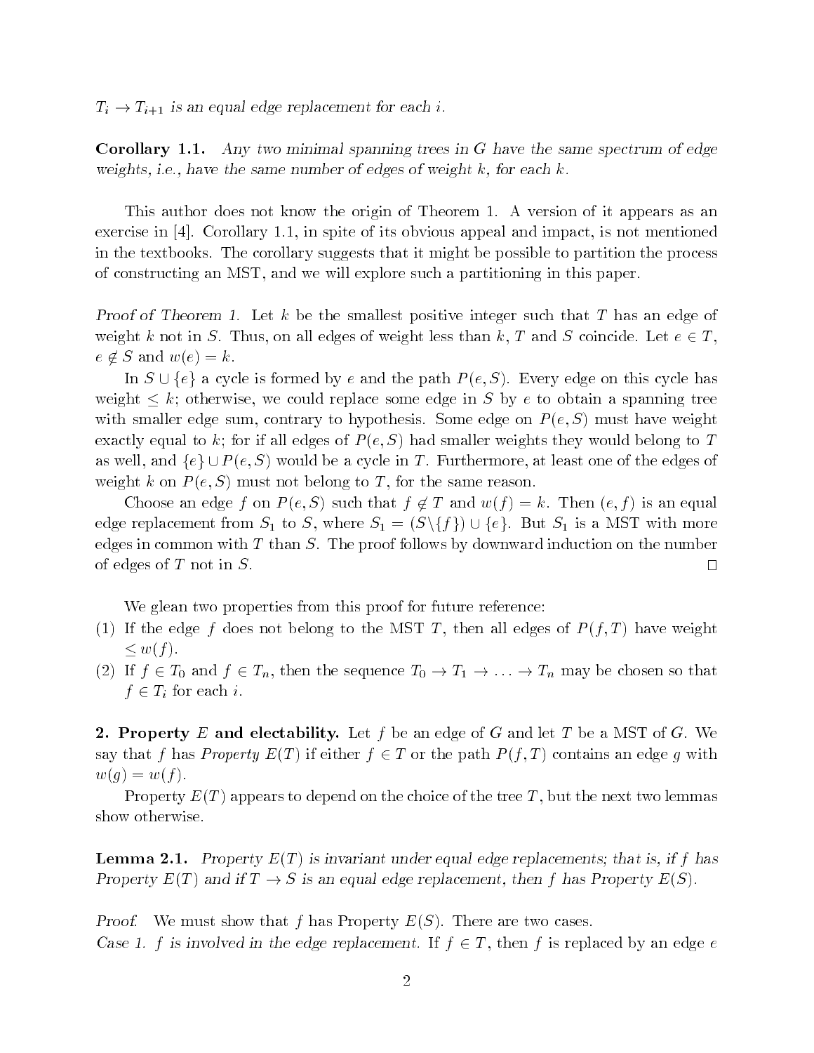*$T_i \to T_{i+1}$ is an equal edge replacement for each $i$.*

**Corollary 1.1.** *Any two minimal spanning trees in $G$ have the same spectrum of edge weights, i.e., have the same number of edges of weight $k$, for each $k$.*

This author does not know the origin of Theorem 1. A version of it appears as an exercise in [4]. Corollary 1.1, in spite of its obvious appeal and impact, is not mentioned in the textbooks. The corollary suggests that it might be possible to partition the process of constructing an MST, and we will explore such a partitioning in this paper.

*Proof of Theorem 1.* Let $k$ be the smallest positive integer such that $T$ has an edge of weight $k$ not in $S$. Thus, on all edges of weight less than $k$, $T$ and $S$ coincide. Let $e \in T$, $e \notin S$ and $w(e) = k$.

In $S \cup \{e\}$ a cycle is formed by $e$ and the path $P(e, S)$. Every edge on this cycle has weight $\leq k$; otherwise, we could replace some edge in $S$ by $e$ to obtain a spanning tree with smaller edge sum, contrary to hypothesis. Some edge on $P(e, S)$ must have weight exactly equal to $k$; for if all edges of $P(e, S)$ had smaller weights they would belong to $T$ as well, and $\{e\} \cup P(e, S)$ would be a cycle in $T$. Furthermore, at least one of the edges of weight $k$ on $P(e, S)$ must not belong to $T$, for the same reason.

Choose an edge $f$ on $P(e, S)$ such that $f \notin T$ and $w(f) = k$. Then $(e, f)$ is an equal edge replacement from $S_1$ to $S$, where $S_1 = (S \backslash \{f\}) \cup \{e\}$. But $S_1$ is a MST with more edges in common with $T$ than $S$. The proof follows by downward induction on the number of edges of $T$ not in $S$. □

We glean two properties from this proof for future reference:

(1) If the edge $f$ does not belong to the MST $T$, then all edges of $P(f, T)$ have weight $\leq w(f)$.

(2) If $f \in T_0$ and $f \in T_n$, then the sequence $T_0 \to T_1 \to \ldots \to T_n$ may be chosen so that $f \in T_i$ for each $i$.

**2. Property $E$ and electability.** Let $f$ be an edge of $G$ and let $T$ be a MST of $G$. We say that $f$ has *Property $E(T)$* if either $f \in T$ or the path $P(f, T)$ contains an edge $g$ with $w(g) = w(f)$.

Property $E(T)$ appears to depend on the choice of the tree $T$, but the next two lemmas show otherwise.

**Lemma 2.1.** *Property $E(T)$ is invariant under equal edge replacements; that is, if $f$ has Property $E(T)$ and if $T \to S$ is an equal edge replacement, then $f$ has Property $E(S)$.*

*Proof.* We must show that $f$ has Property $E(S)$. There are two cases.

*Case 1. $f$ is involved in the edge replacement.* If $f \in T$, then $f$ is replaced by an edge $e$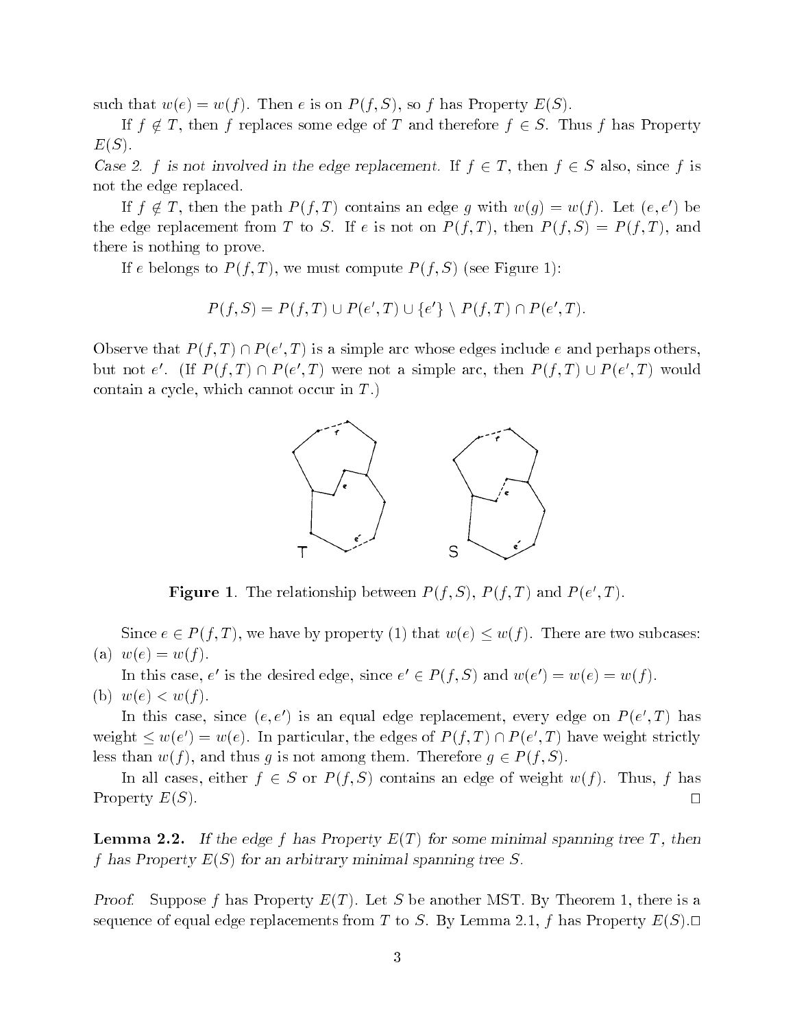such that $w(e) = w(f)$. Then $e$ is on $P(f, S)$, so $f$ has Property $E(S)$.

If $f \notin T$, then $f$ replaces some edge of $T$ and therefore $f \in S$. Thus $f$ has Property $E(S)$.

*Case 2. $f$ is not involved in the edge replacement.* If $f \in T$, then $f \in S$ also, since $f$ is not the edge replaced.

If $f \notin T$, then the path $P(f, T)$ contains an edge $g$ with $w(g) = w(f)$. Let $(e, e')$ be the edge replacement from $T$ to $S$. If $e$ is not on $P(f, T)$, then $P(f, S) = P(f, T)$, and there is nothing to prove.

If $e$ belongs to $P(f, T)$, we must compute $P(f, S)$ (see Figure 1):

$$P(f, S) = P(f, T) \cup P(e', T) \cup \{e'\} \setminus P(f, T) \cap P(e', T).$$

Observe that $P(f, T) \cap P(e', T)$ is a simple arc whose edges include $e$ and perhaps others, but not $e'$. (If $P(f, T) \cap P(e', T)$ were not a simple arc, then $P(f, T) \cup P(e', T)$ would contain a cycle, which cannot occur in $T$.)

**Figure 1**. The relationship between $P(f, S)$, $P(f, T)$ and $P(e', T)$.

Since $e \in P(f, T)$, we have by property (1) that $w(e) \leq w(f)$. There are two subcases:

(a) $w(e) = w(f)$.

In this case, $e'$ is the desired edge, since $e' \in P(f, S)$ and $w(e') = w(e) = w(f)$.

(b) $w(e) < w(f)$.

In this case, since $(e, e')$ is an equal edge replacement, every edge on $P(e', T)$ has weight $\leq w(e') = w(e)$. In particular, the edges of $P(f, T) \cap P(e', T)$ have weight strictly less than $w(f)$, and thus $g$ is not among them. Therefore $g \in P(f, S)$.

In all cases, either $f \in S$ or $P(f, S)$ contains an edge of weight $w(f)$. Thus, $f$ has Property $E(S)$. □

**Lemma 2.2.** *If the edge $f$ has Property $E(T)$ for some minimal spanning tree $T$, then $f$ has Property $E(S)$ for an arbitrary minimal spanning tree $S$.*

*Proof.* Suppose $f$ has Property $E(T)$. Let $S$ be another MST. By Theorem 1, there is a sequence of equal edge replacements from $T$ to $S$. By Lemma 2.1, $f$ has Property $E(S)$. □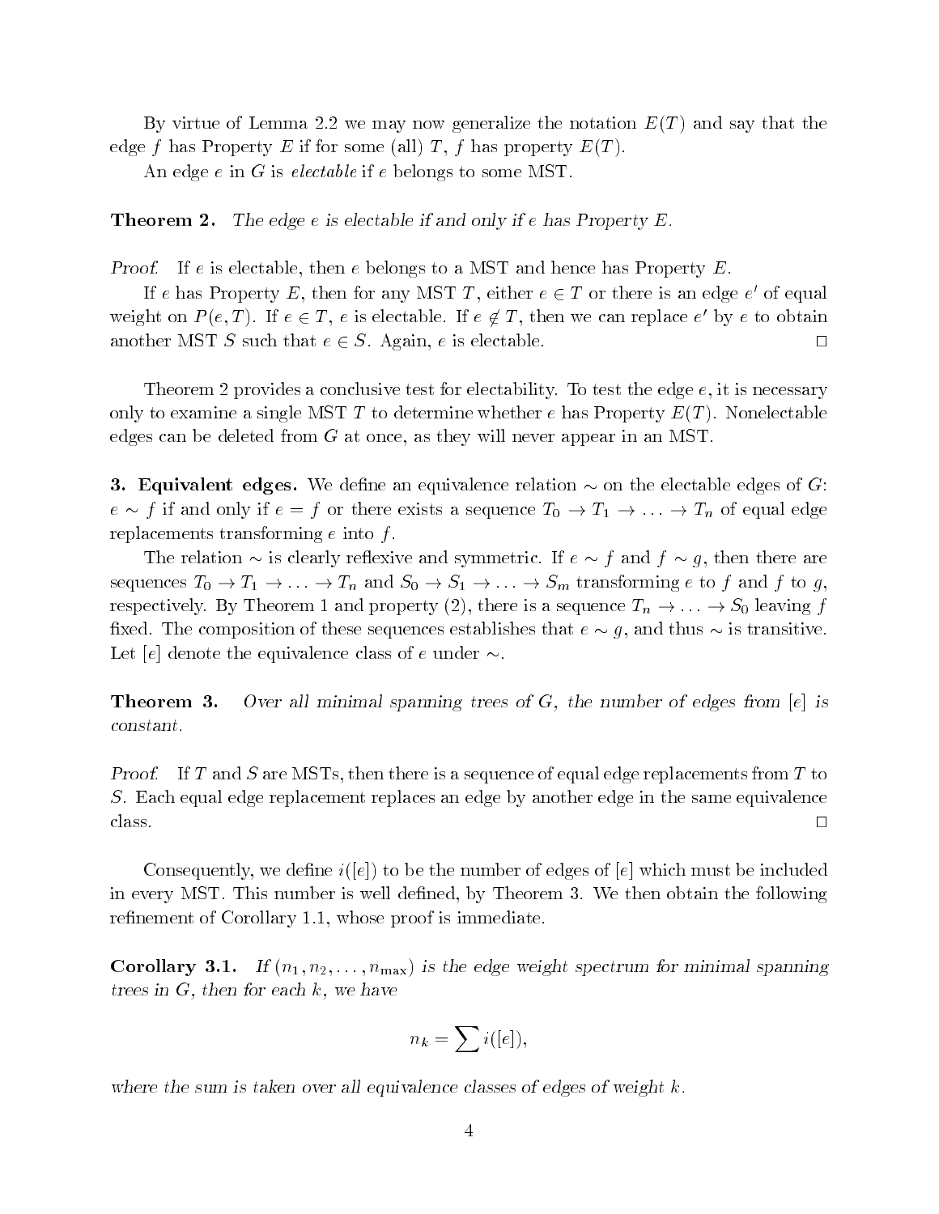By virtue of Lemma 2.2 we may now generalize the notation $E(T)$ and say that the edge $f$ has Property $E$ if for some (all) $T$, $f$ has property $E(T)$.

An edge $e$ in $G$ is *electable* if $e$ belongs to some MST.

**Theorem 2.** *The edge $e$ is electable if and only if $e$ has Property $E$.*

*Proof.* If $e$ is electable, then $e$ belongs to a MST and hence has Property $E$.

If $e$ has Property $E$, then for any MST $T$, either $e \in T$ or there is an edge $e'$ of equal weight on $P(e, T)$. If $e \in T$, $e$ is electable. If $e \notin T$, then we can replace $e'$ by $e$ to obtain another MST $S$ such that $e \in S$. Again, $e$ is electable. □

Theorem 2 provides a conclusive test for electability. To test the edge $e$, it is necessary only to examine a single MST $T$ to determine whether $e$ has Property $E(T)$. Nonelectable edges can be deleted from $G$ at once, as they will never appear in an MST.

**3. Equivalent edges.** We define an equivalence relation $\sim$ on the electable edges of $G$: $e \sim f$ if and only if $e = f$ or there exists a sequence $T_0 \to T_1 \to \ldots \to T_n$ of equal edge replacements transforming $e$ into $f$.

The relation $\sim$ is clearly reflexive and symmetric. If $e \sim f$ and $f \sim g$, then there are sequences $T_0 \to T_1 \to \ldots \to T_n$ and $S_0 \to S_1 \to \ldots \to S_m$ transforming $e$ to $f$ and $f$ to $g$, respectively. By Theorem 1 and property (2), there is a sequence $T_n \to \ldots \to S_0$ leaving $f$ fixed. The composition of these sequences establishes that $e \sim g$, and thus $\sim$ is transitive. Let $[e]$ denote the equivalence class of $e$ under $\sim$.

**Theorem 3.** *Over all minimal spanning trees of $G$, the number of edges from $[e]$ is constant.*

*Proof.* If $T$ and $S$ are MSTs, then there is a sequence of equal edge replacements from $T$ to $S$. Each equal edge replacement replaces an edge by another edge in the same equivalence class. □

Consequently, we define $i([e])$ to be the number of edges of $[e]$ which must be included in every MST. This number is well defined, by Theorem 3. We then obtain the following refinement of Corollary 1.1, whose proof is immediate.

**Corollary 3.1.** *If $(n_1, n_2, \ldots, n_{\max})$ is the edge weight spectrum for minimal spanning trees in $G$, then for each $k$, we have*

$$n_k = \sum i([e]),$$

*where the sum is taken over all equivalence classes of edges of weight $k$.*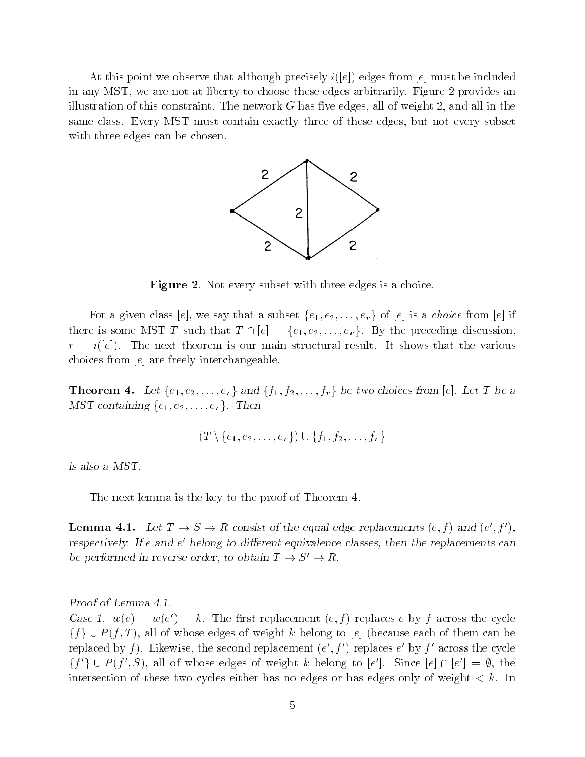At this point we observe that although precisely $i([e])$ edges from $[e]$ must be included in any MST, we are not at liberty to choose these edges arbitrarily. Figure 2 provides an illustration of this constraint. The network $G$ has five edges, all of weight 2, and all in the same class. Every MST must contain exactly three of these edges, but not every subset with three edges can be chosen.

**Figure 2**. Not every subset with three edges is a choice.

For a given class $[e]$, we say that a subset $\{e_1, e_2, \ldots, e_r\}$ of $[e]$ is a *choice* from $[e]$ if there is some MST $T$ such that $T \cap [e] = \{e_1, e_2, \ldots, e_r\}$. By the preceding discussion, $r = i([e])$. The next theorem is our main structural result. It shows that the various choices from $[e]$ are freely interchangeable.

**Theorem 4.** *Let $\{e_1, e_2, \ldots, e_r\}$ and $\{f_1, f_2, \ldots, f_r\}$ be two choices from $[e]$. Let $T$ be a MST containing $\{e_1, e_2, \ldots, e_r\}$. Then*

$$(T \setminus \{e_1, e_2, \ldots, e_r\}) \cup \{f_1, f_2, \ldots, f_r\}$$

*is also a MST.*

The next lemma is the key to the proof of Theorem 4.

**Lemma 4.1.** *Let $T \to S \to R$ consist of the equal edge replacements $(e, f)$ and $(e', f')$, respectively. If $e$ and $e'$ belong to different equivalence classes, then the replacements can be performed in reverse order, to obtain $T \to S' \to R$.*

*Proof of Lemma 4.1.*
*Case 1.* $w(e) = w(e') = k$. The first replacement $(e, f)$ replaces $e$ by $f$ across the cycle $\{f\} \cup P(f, T)$, all of whose edges of weight $k$ belong to $[e]$ (because each of them can be replaced by $f$). Likewise, the second replacement $(e', f')$ replaces $e'$ by $f'$ across the cycle $\{f'\} \cup P(f', S)$, all of whose edges of weight $k$ belong to $[e']$. Since $[e] \cap [e'] = \emptyset$, the intersection of these two cycles either has no edges or has edges only of weight $< k$. In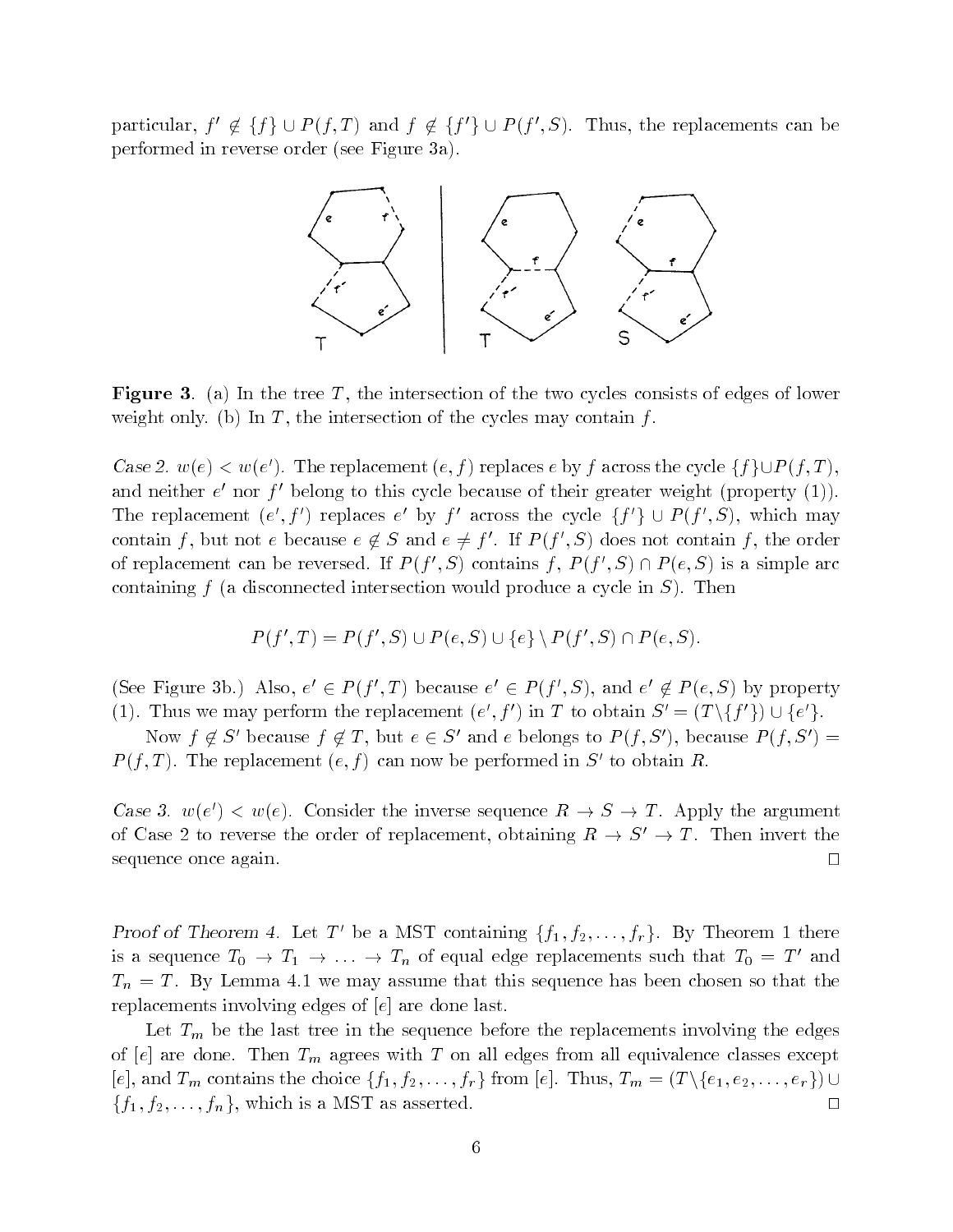particular, $f' \notin \{f\} \cup P(f,T)$ and $f \notin \{f'\} \cup P(f',S)$. Thus, the replacements can be performed in reverse order (see Figure 3a).

**Figure 3**. (a) In the tree $T$, the intersection of the two cycles consists of edges of lower weight only. (b) In $T$, the intersection of the cycles may contain $f$.

*Case 2.* $w(e) < w(e')$. The replacement $(e,f)$ replaces $e$ by $f$ across the cycle $\{f\} \cup P(f,T)$, and neither $e'$ nor $f'$ belong to this cycle because of their greater weight (property (1)). The replacement $(e',f')$ replaces $e'$ by $f'$ across the cycle $\{f'\} \cup P(f',S)$, which may contain $f$, but not $e$ because $e \notin S$ and $e \neq f'$. If $P(f',S)$ does not contain $f$, the order of replacement can be reversed. If $P(f',S)$ contains $f$, $P(f',S) \cap P(e,S)$ is a simple arc containing $f$ (a disconnected intersection would produce a cycle in $S$). Then

$$P(f',T) = P(f',S) \cup P(e,S) \cup \{e\} \setminus P(f',S) \cap P(e,S).$$

(See Figure 3b.) Also, $e' \in P(f',T)$ because $e' \in P(f',S)$, and $e' \notin P(e,S)$ by property (1). Thus we may perform the replacement $(e',f')$ in $T$ to obtain $S' = (T \setminus \{f'\}) \cup \{e'\}$.

Now $f \notin S'$ because $f \notin T$, but $e \in S'$ and $e$ belongs to $P(f,S')$, because $P(f,S') = P(f,T)$. The replacement $(e,f)$ can now be performed in $S'$ to obtain $R$.

*Case 3.* $w(e') < w(e)$. Consider the inverse sequence $R \to S \to T$. Apply the argument of Case 2 to reverse the order of replacement, obtaining $R \to S' \to T$. Then invert the sequence once again. □

*Proof of Theorem 4.* Let $T'$ be a MST containing $\{f_1, f_2, \ldots, f_r\}$. By Theorem 1 there is a sequence $T_0 \to T_1 \to \ldots \to T_n$ of equal edge replacements such that $T_0 = T'$ and $T_n = T$. By Lemma 4.1 we may assume that this sequence has been chosen so that the replacements involving edges of $[e]$ are done last.

Let $T_m$ be the last tree in the sequence before the replacements involving the edges of $[e]$ are done. Then $T_m$ agrees with $T$ on all edges from all equivalence classes except $[e]$, and $T_m$ contains the choice $\{f_1, f_2, \ldots, f_r\}$ from $[e]$. Thus, $T_m = (T \setminus \{e_1, e_2, \ldots, e_r\}) \cup \{f_1, f_2, \ldots, f_n\}$, which is a MST as asserted. □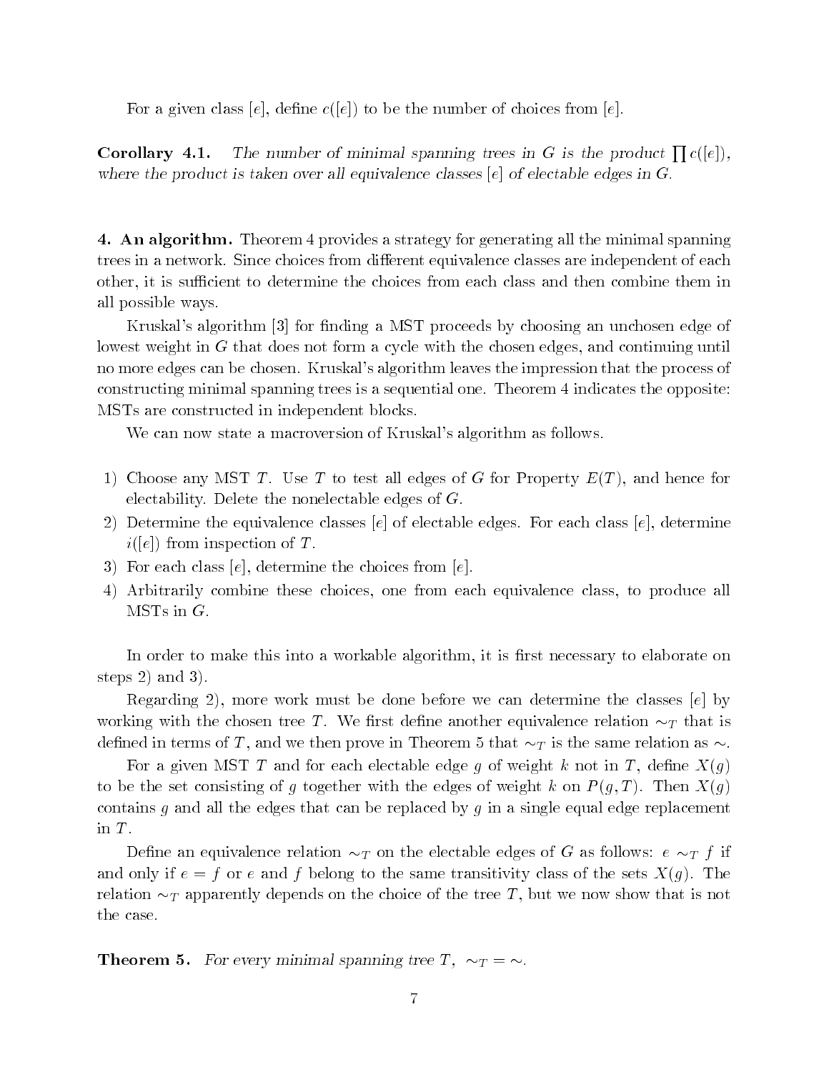For a given class $[e]$, define $c([e])$ to be the number of choices from $[e]$.

**Corollary 4.1.** *The number of minimal spanning trees in $G$ is the product $\prod c([e])$, where the product is taken over all equivalence classes $[e]$ of electable edges in $G$.*

**4. An algorithm.** Theorem 4 provides a strategy for generating all the minimal spanning trees in a network. Since choices from different equivalence classes are independent of each other, it is sufficient to determine the choices from each class and then combine them in all possible ways.

Kruskal's algorithm [3] for finding a MST proceeds by choosing an unchosen edge of lowest weight in $G$ that does not form a cycle with the chosen edges, and continuing until no more edges can be chosen. Kruskal's algorithm leaves the impression that the process of constructing minimal spanning trees is a sequential one. Theorem 4 indicates the opposite: MSTs are constructed in independent blocks.

We can now state a macroversion of Kruskal's algorithm as follows.

1) Choose any MST $T$. Use $T$ to test all edges of $G$ for Property $E(T)$, and hence for electability. Delete the nonelectable edges of $G$.
2) Determine the equivalence classes $[e]$ of electable edges. For each class $[e]$, determine $i([e])$ from inspection of $T$.
3) For each class $[e]$, determine the choices from $[e]$.
4) Arbitrarily combine these choices, one from each equivalence class, to produce all MSTs in $G$.

In order to make this into a workable algorithm, it is first necessary to elaborate on steps 2) and 3).

Regarding 2), more work must be done before we can determine the classes $[e]$ by working with the chosen tree $T$. We first define another equivalence relation $\sim_T$ that is defined in terms of $T$, and we then prove in Theorem 5 that $\sim_T$ is the same relation as $\sim$.

For a given MST $T$ and for each electable edge $g$ of weight $k$ not in $T$, define $X(g)$ to be the set consisting of $g$ together with the edges of weight $k$ on $P(g,T)$. Then $X(g)$ contains $g$ and all the edges that can be replaced by $g$ in a single equal edge replacement in $T$.

Define an equivalence relation $\sim_T$ on the electable edges of $G$ as follows: $e \sim_T f$ if and only if $e = f$ or $e$ and $f$ belong to the same transitivity class of the sets $X(g)$. The relation $\sim_T$ apparently depends on the choice of the tree $T$, but we now show that is not the case.

**Theorem 5.** *For every minimal spanning tree $T$, $\sim_T = \sim$.*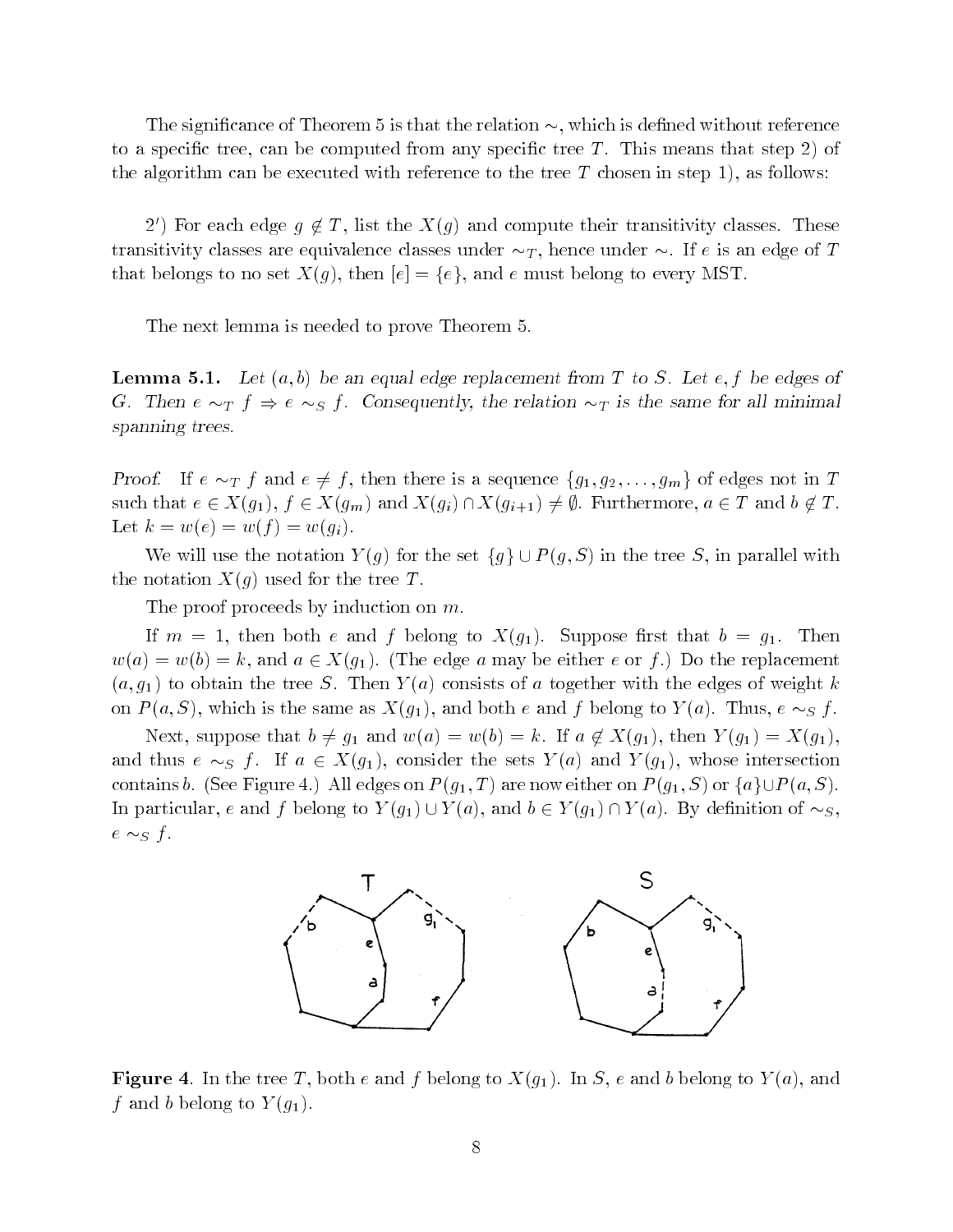The significance of Theorem 5 is that the relation $\sim$, which is defined without reference to a specific tree, can be computed from any specific tree $T$. This means that step 2) of the algorithm can be executed with reference to the tree $T$ chosen in step 1), as follows:

2$'$) For each edge $g \notin T$, list the $X(g)$ and compute their transitivity classes. These transitivity classes are equivalence classes under $\sim_T$, hence under $\sim$. If $e$ is an edge of $T$ that belongs to no set $X(g)$, then $[e] = \{e\}$, and $e$ must belong to every MST.

The next lemma is needed to prove Theorem 5.

**Lemma 5.1.** *Let $(a, b)$ be an equal edge replacement from $T$ to $S$. Let $e, f$ be edges of $G$. Then $e \sim_T f \Rightarrow e \sim_S f$. Consequently, the relation $\sim_T$ is the same for all minimal spanning trees.*

*Proof.* If $e \sim_T f$ and $e \neq f$, then there is a sequence $\{g_1, g_2, \ldots, g_m\}$ of edges not in $T$ such that $e \in X(g_1)$, $f \in X(g_m)$ and $X(g_i) \cap X(g_{i+1}) \neq \emptyset$. Furthermore, $a \in T$ and $b \notin T$. Let $k = w(e) = w(f) = w(g_i)$.

We will use the notation $Y(g)$ for the set $\{g\} \cup P(g, S)$ in the tree $S$, in parallel with the notation $X(g)$ used for the tree $T$.

The proof proceeds by induction on $m$.

If $m = 1$, then both $e$ and $f$ belong to $X(g_1)$. Suppose first that $b = g_1$. Then $w(a) = w(b) = k$, and $a \in X(g_1)$. (The edge $a$ may be either $e$ or $f$.) Do the replacement $(a, g_1)$ to obtain the tree $S$. Then $Y(a)$ consists of $a$ together with the edges of weight $k$ on $P(a, S)$, which is the same as $X(g_1)$, and both $e$ and $f$ belong to $Y(a)$. Thus, $e \sim_S f$.

Next, suppose that $b \neq g_1$ and $w(a) = w(b) = k$. If $a \notin X(g_1)$, then $Y(g_1) = X(g_1)$, and thus $e \sim_S f$. If $a \in X(g_1)$, consider the sets $Y(a)$ and $Y(g_1)$, whose intersection contains $b$. (See Figure 4.) All edges on $P(g_1, T)$ are now either on $P(g_1, S)$ or $\{a\} \cup P(a, S)$. In particular, $e$ and $f$ belong to $Y(g_1) \cup Y(a)$, and $b \in Y(g_1) \cap Y(a)$. By definition of $\sim_S$, $e \sim_S f$.

**Figure 4**. In the tree $T$, both $e$ and $f$ belong to $X(g_1)$. In $S$, $e$ and $b$ belong to $Y(a)$, and $f$ and $b$ belong to $Y(g_1)$.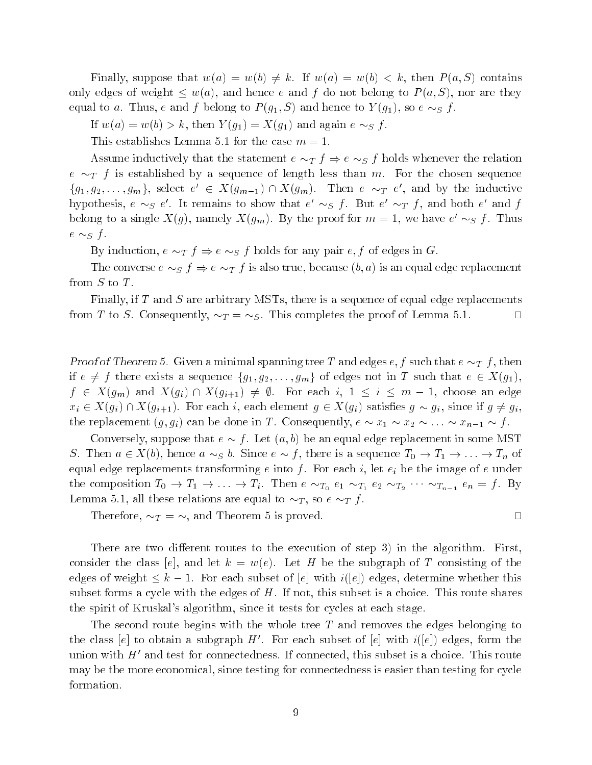Finally, suppose that $w(a) = w(b) \neq k$. If $w(a) = w(b) < k$, then $P(a, S)$ contains only edges of weight $\leq w(a)$, and hence $e$ and $f$ do not belong to $P(a, S)$, nor are they equal to $a$. Thus, $e$ and $f$ belong to $P(g_1, S)$ and hence to $Y(g_1)$, so $e \sim_S f$.

If $w(a) = w(b) > k$, then $Y(g_1) = X(g_1)$ and again $e \sim_S f$.

This establishes Lemma 5.1 for the case $m = 1$.

Assume inductively that the statement $e \sim_T f \Rightarrow e \sim_S f$ holds whenever the relation $e \sim_T f$ is established by a sequence of length less than $m$. For the chosen sequence $\{g_1, g_2, \ldots, g_m\}$, select $e' \in X(g_{m-1}) \cap X(g_m)$. Then $e \sim_T e'$, and by the inductive hypothesis, $e \sim_S e'$. It remains to show that $e' \sim_S f$. But $e' \sim_T f$, and both $e'$ and $f$ belong to a single $X(g)$, namely $X(g_m)$. By the proof for $m = 1$, we have $e' \sim_S f$. Thus $e \sim_S f$.

By induction, $e \sim_T f \Rightarrow e \sim_S f$ holds for any pair $e, f$ of edges in $G$.

The converse $e \sim_S f \Rightarrow e \sim_T f$ is also true, because $(b, a)$ is an equal edge replacement from $S$ to $T$.

Finally, if $T$ and $S$ are arbitrary MSTs, there is a sequence of equal edge replacements from $T$ to $S$. Consequently, $\sim_T = \sim_S$. This completes the proof of Lemma 5.1. $\square$

*Proof of Theorem 5.* Given a minimal spanning tree $T$ and edges $e, f$ such that $e \sim_T f$, then if $e \neq f$ there exists a sequence $\{g_1, g_2, \ldots, g_m\}$ of edges not in $T$ such that $e \in X(g_1)$, $f \in X(g_m)$ and $X(g_i) \cap X(g_{i+1}) \neq \emptyset$. For each $i$, $1 \leq i \leq m-1$, choose an edge $x_i \in X(g_i) \cap X(g_{i+1})$. For each $i$, each element $g \in X(g_i)$ satisfies $g \sim g_i$, since if $g \neq g_i$, the replacement $(g, g_i)$ can be done in $T$. Consequently, $e \sim x_1 \sim x_2 \sim \ldots \sim x_{n-1} \sim f$.

Conversely, suppose that $e \sim f$. Let $(a, b)$ be an equal edge replacement in some MST $S$. Then $a \in X(b)$, hence $a \sim_S b$. Since $e \sim f$, there is a sequence $T_0 \to T_1 \to \ldots \to T_n$ of equal edge replacements transforming $e$ into $f$. For each $i$, let $e_i$ be the image of $e$ under the composition $T_0 \to T_1 \to \ldots \to T_i$. Then $e \sim_{T_0} e_1 \sim_{T_1} e_2 \sim_{T_2} \cdots \sim_{T_{n-1}} e_n = f$. By Lemma 5.1, all these relations are equal to $\sim_T$, so $e \sim_T f$.

Therefore, $\sim_T = \sim$, and Theorem 5 is proved. $\square$

There are two different routes to the execution of step 3) in the algorithm. First, consider the class $[e]$, and let $k = w(e)$. Let $H$ be the subgraph of $T$ consisting of the edges of weight $\leq k-1$. For each subset of $[e]$ with $i([e])$ edges, determine whether this subset forms a cycle with the edges of $H$. If not, this subset is a choice. This route shares the spirit of Kruskal's algorithm, since it tests for cycles at each stage.

The second route begins with the whole tree $T$ and removes the edges belonging to the class $[e]$ to obtain a subgraph $H'$. For each subset of $[e]$ with $i([e])$ edges, form the union with $H'$ and test for connectedness. If connected, this subset is a choice. This route may be the more economical, since testing for connectedness is easier than testing for cycle formation.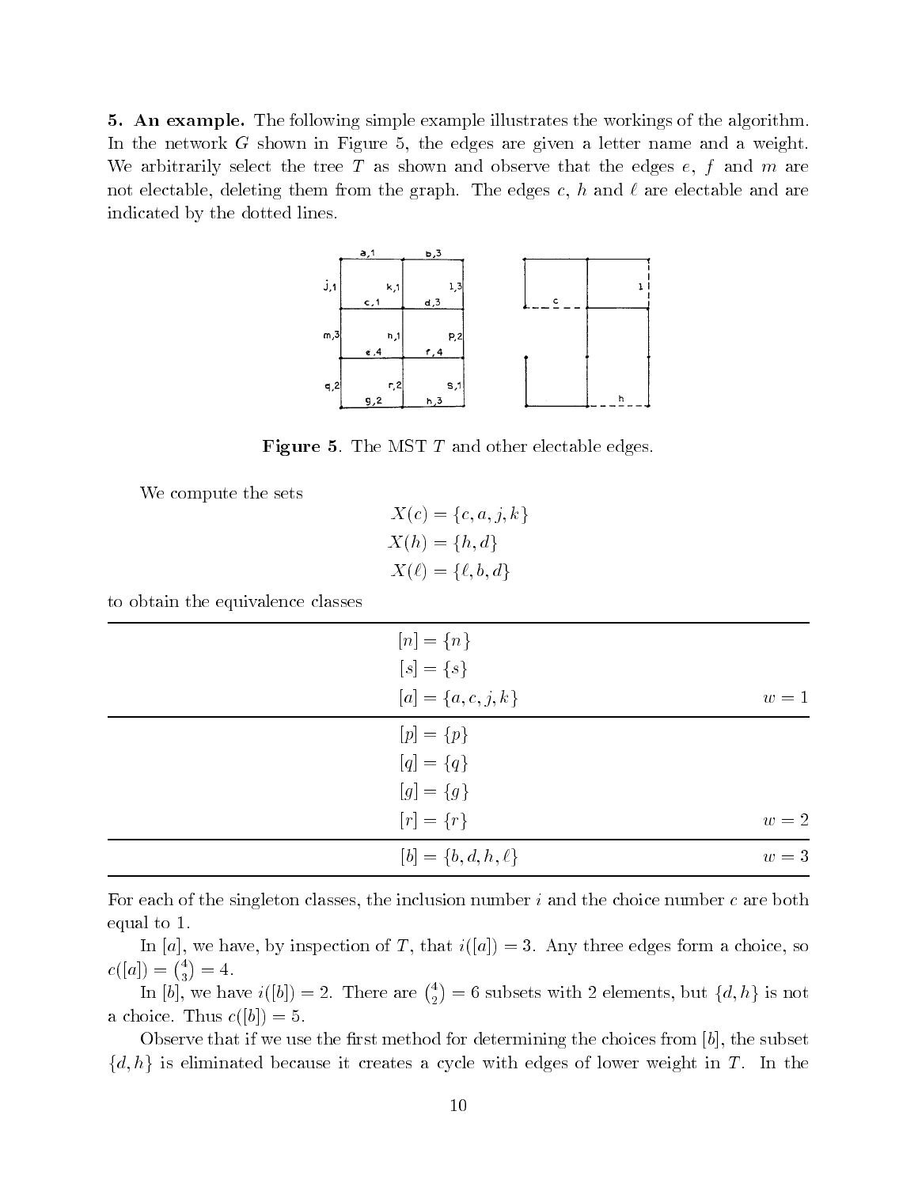**5. An example.** The following simple example illustrates the workings of the algorithm. In the network $G$ shown in Figure 5, the edges are given a letter name and a weight. We arbitrarily select the tree $T$ as shown and observe that the edges $e$, $f$ and $m$ are not electable, deleting them from the graph. The edges $c$, $h$ and $\ell$ are electable and are indicated by the dotted lines.

**Figure 5**. The MST $T$ and other electable edges.

We compute the sets

$$X(c) = \{c, a, j, k\}$$
$$X(h) = \{h, d\}$$
$$X(\ell) = \{\ell, b, d\}$$

to obtain the equivalence classes

| Class | Weight |
|---|---|
| $[n] = \{n\}$ | |
| $[s] = \{s\}$ | |
| $[a] = \{a, c, j, k\}$ | $w = 1$ |
| $[p] = \{p\}$ | |
| $[q] = \{q\}$ | |
| $[g] = \{g\}$ | |
| $[r] = \{r\}$ | $w = 2$ |
| $[b] = \{b, d, h, \ell\}$ | $w = 3$ |

For each of the singleton classes, the inclusion number $i$ and the choice number $c$ are both equal to 1.

In $[a]$, we have, by inspection of $T$, that $i([a]) = 3$. Any three edges form a choice, so $c([a]) = \binom{4}{3} = 4$.

In $[b]$, we have $i([b]) = 2$. There are $\binom{4}{2} = 6$ subsets with 2 elements, but $\{d, h\}$ is not a choice. Thus $c([b]) = 5$.

Observe that if we use the first method for determining the choices from $[b]$, the subset $\{d, h\}$ is eliminated because it creates a cycle with edges of lower weight in $T$. In the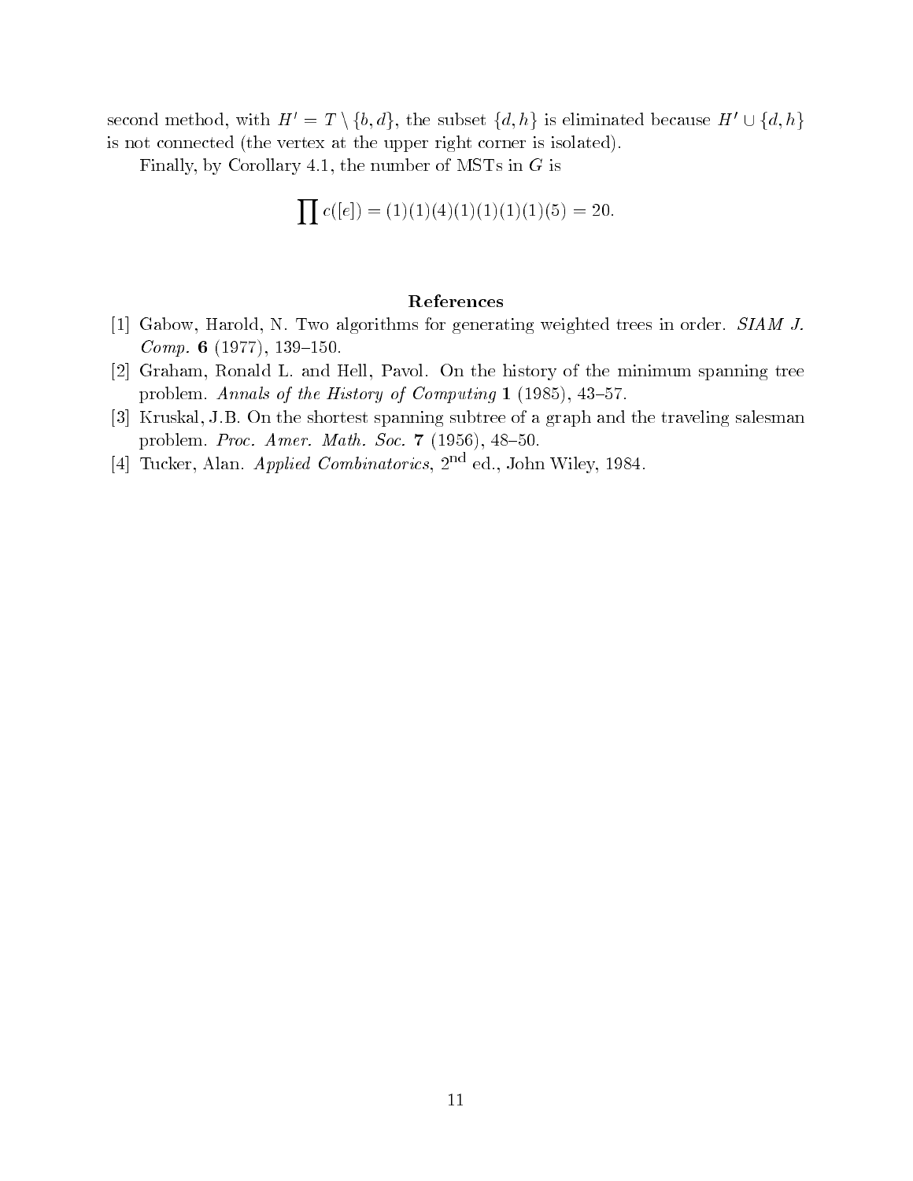second method, with $H' = T \setminus \{b, d\}$, the subset $\{d, h\}$ is eliminated because $H' \cup \{d, h\}$ is not connected (the vertex at the upper right corner is isolated).

Finally, by Corollary 4.1, the number of MSTs in $G$ is

$$\prod c([e]) = (1)(1)(4)(1)(1)(1)(1)(5) = 20.$$

## References

[1] Gabow, Harold, N. Two algorithms for generating weighted trees in order. *SIAM J. Comp.* **6** (1977), 139–150.

[2] Graham, Ronald L. and Hell, Pavol. On the history of the minimum spanning tree problem. *Annals of the History of Computing* **1** (1985), 43–57.

[3] Kruskal, J.B. On the shortest spanning subtree of a graph and the traveling salesman problem. *Proc. Amer. Math. Soc.* **7** (1956), 48–50.

[4] Tucker, Alan. *Applied Combinatorics*, 2nd ed., John Wiley, 1984.